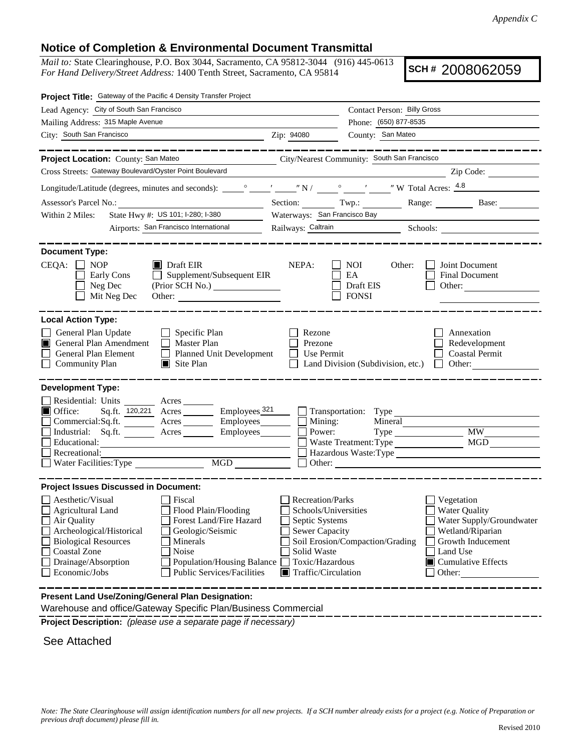*Appendix C*

## Notice of Completion & Environmental Document Transmittal

*Mail to:* State Clearinghouse, P.O. Box 3044, Sacramento, CA 95812-3044 (916) 445-0613
*For Hand Delivery/Street Address:* 1400 Tenth Street, Sacramento, CA 95814

**SCH #** 2008062059

**Project Title:** Gateway of the Pacific 4 Density Transfer Project

Lead Agency: City of South San Francisco — Contact Person: Billy Gross

Mailing Address: 315 Maple Avenue — Phone: (650) 877-8535

City: South San Francisco — Zip: 94080 — County: San Mateo

---

**Project Location:** County: San Mateo — City/Nearest Community: South San Francisco

Cross Streets: Gateway Boulevard/Oyster Point Boulevard — Zip Code:

Longitude/Latitude (degrees, minutes and seconds): ___° ___′ ___″ N / ___° ___′ ___″ W Total Acres: 4.8

Assessor's Parcel No.: — Section: — Twp.: — Range: — Base:

Within 2 Miles: State Hwy #: US 101; I-280; I-380 — Waterways: San Francisco Bay

Airports: San Francisco International — Railways: Caltrain — Schools:

---

**Document Type:**

CEQA: ☐ NOP ☐ Early Cons ☐ Neg Dec ☐ Mit Neg Dec ☒ Draft EIR ☐ Supplement/Subsequent EIR (Prior SCH No.) Other:

NEPA: ☐ NOI ☐ EA ☐ Draft EIS ☐ FONSI

Other: ☐ Joint Document ☐ Final Document ☐ Other:

---

**Local Action Type:**

☐ General Plan Update ☒ General Plan Amendment ☐ General Plan Element ☐ Community Plan ☐ Specific Plan ☐ Master Plan ☐ Planned Unit Development ☒ Site Plan ☐ Rezone ☐ Prezone ☐ Use Permit ☐ Land Division (Subdivision, etc.) ☐ Annexation ☐ Redevelopment ☐ Coastal Permit ☐ Other:

---

**Development Type:**

☐ Residential: Units ___ Acres ___
☒ Office: Sq.ft. 120,221 Acres ___ Employees 321
☐ Commercial: Sq.ft. ___ Acres ___ Employees ___
☐ Industrial: Sq.ft. ___ Acres ___ Employees ___
☐ Educational:
☐ Recreational:
☐ Water Facilities: Type ___ MGD ___
☐ Transportation: Type
☐ Mining: Mineral
☐ Power: Type ___ MW
☐ Waste Treatment: Type ___ MGD
☐ Hazardous Waste: Type
☐ Other:

---

**Project Issues Discussed in Document:**

☐ Aesthetic/Visual ☐ Agricultural Land ☐ Air Quality ☐ Archeological/Historical ☐ Biological Resources ☐ Coastal Zone ☐ Drainage/Absorption ☐ Economic/Jobs ☐ Fiscal ☐ Flood Plain/Flooding ☐ Forest Land/Fire Hazard ☐ Geologic/Seismic ☐ Minerals ☐ Noise ☐ Population/Housing Balance ☐ Public Services/Facilities ☐ Recreation/Parks ☐ Schools/Universities ☐ Septic Systems ☐ Sewer Capacity ☐ Soil Erosion/Compaction/Grading ☐ Solid Waste ☐ Toxic/Hazardous ☒ Traffic/Circulation ☐ Vegetation ☐ Water Quality ☐ Water Supply/Groundwater ☐ Wetland/Riparian ☐ Growth Inducement ☐ Land Use ☒ Cumulative Effects ☐ Other:

---

**Present Land Use/Zoning/General Plan Designation:**

Warehouse and office/Gateway Specific Plan/Business Commercial

**Project Description:** *(please use a separate page if necessary)*

See Attached

*Note: The State Clearinghouse will assign identification numbers for all new projects. If a SCH number already exists for a project (e.g. Notice of Preparation or previous draft document) please fill in.*

Revised 2010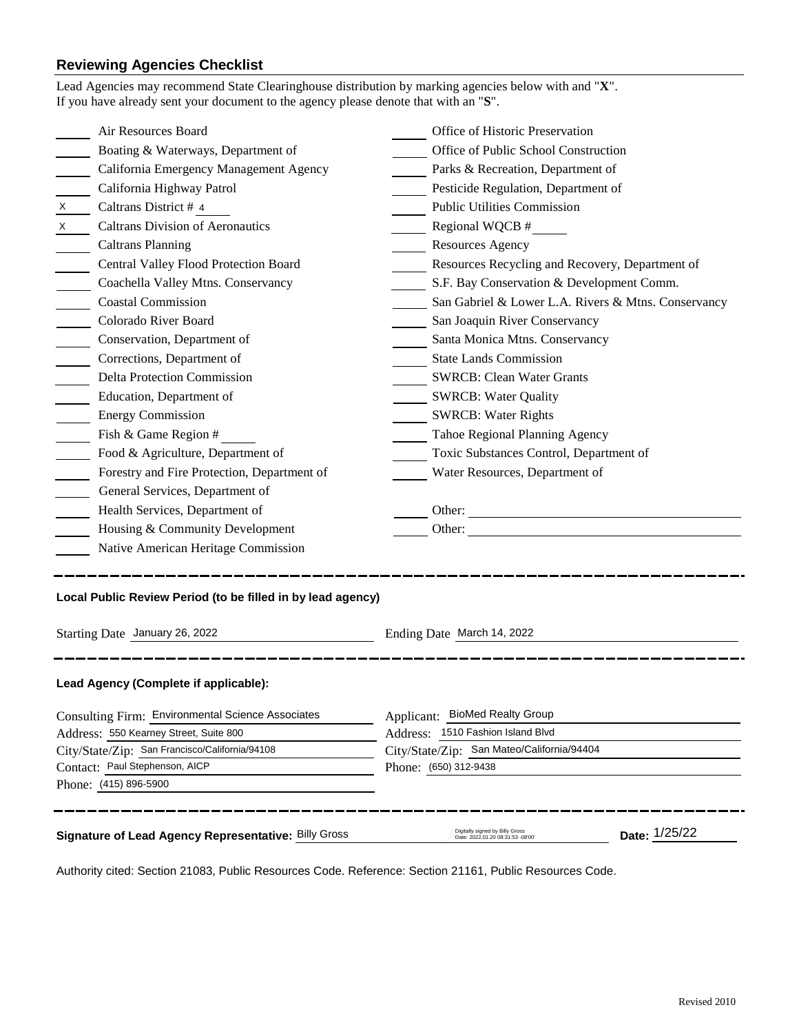## Reviewing Agencies Checklist

Lead Agencies may recommend State Clearinghouse distribution by marking agencies below with and "**X**".
If you have already sent your document to the agency please denote that with an "**S**".

| Mark | Agency | Mark | Agency |
|---|---|---|---|
| | Air Resources Board | | Office of Historic Preservation |
| | Boating & Waterways, Department of | | Office of Public School Construction |
| | California Emergency Management Agency | | Parks & Recreation, Department of |
| | California Highway Patrol | | Pesticide Regulation, Department of |
| X | Caltrans District # 4 | | Public Utilities Commission |
| X | Caltrans Division of Aeronautics | | Regional WQCB # |
| | Caltrans Planning | | Resources Agency |
| | Central Valley Flood Protection Board | | Resources Recycling and Recovery, Department of |
| | Coachella Valley Mtns. Conservancy | | S.F. Bay Conservation & Development Comm. |
| | Coastal Commission | | San Gabriel & Lower L.A. Rivers & Mtns. Conservancy |
| | Colorado River Board | | San Joaquin River Conservancy |
| | Conservation, Department of | | Santa Monica Mtns. Conservancy |
| | Corrections, Department of | | State Lands Commission |
| | Delta Protection Commission | | SWRCB: Clean Water Grants |
| | Education, Department of | | SWRCB: Water Quality |
| | Energy Commission | | SWRCB: Water Rights |
| | Fish & Game Region # | | Tahoe Regional Planning Agency |
| | Food & Agriculture, Department of | | Toxic Substances Control, Department of |
| | Forestry and Fire Protection, Department of | | Water Resources, Department of |
| | General Services, Department of | | |
| | Health Services, Department of | | Other: |
| | Housing & Community Development | | Other: |
| | Native American Heritage Commission | | |

---

**Local Public Review Period (to be filled in by lead agency)**

Starting Date January 26, 2022 | Ending Date March 14, 2022

---

**Lead Agency (Complete if applicable):**

Consulting Firm: Environmental Science Associates
Address: 550 Kearney Street, Suite 800
City/State/Zip: San Francisco/California/94108
Contact: Paul Stephenson, AICP
Phone: (415) 896-5900

Applicant: BioMed Realty Group
Address: 1510 Fashion Island Blvd
City/State/Zip: San Mateo/California/94404
Phone: (650) 312-9438

---

**Signature of Lead Agency Representative:** Billy Gross — Digitally signed by Billy Gross Date: 2022.01.20 08:31:53 -08'00' — **Date:** 1/25/22

Authority cited: Section 21083, Public Resources Code. Reference: Section 21161, Public Resources Code.

Revised 2010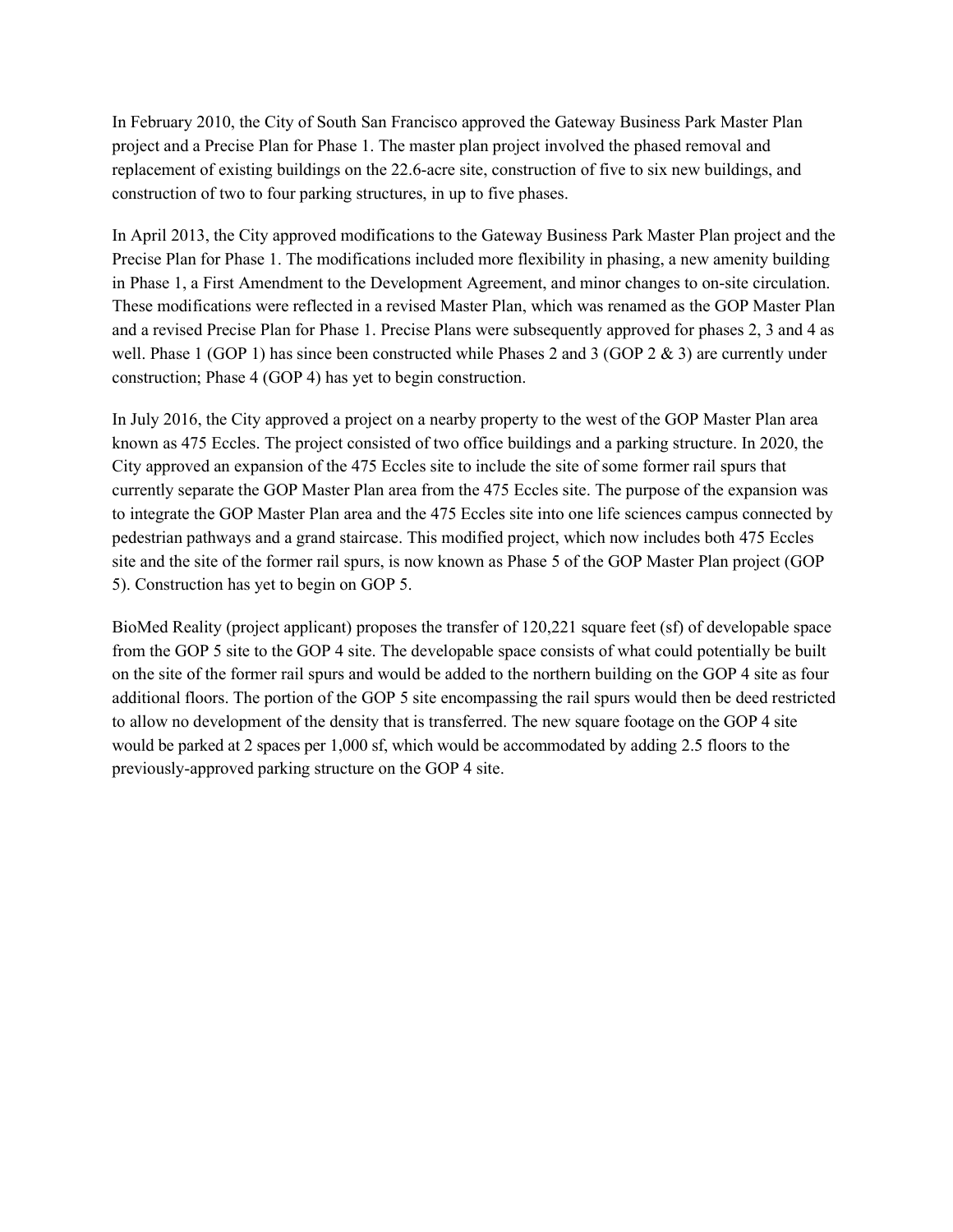In February 2010, the City of South San Francisco approved the Gateway Business Park Master Plan project and a Precise Plan for Phase 1. The master plan project involved the phased removal and replacement of existing buildings on the 22.6-acre site, construction of five to six new buildings, and construction of two to four parking structures, in up to five phases.

In April 2013, the City approved modifications to the Gateway Business Park Master Plan project and the Precise Plan for Phase 1. The modifications included more flexibility in phasing, a new amenity building in Phase 1, a First Amendment to the Development Agreement, and minor changes to on-site circulation. These modifications were reflected in a revised Master Plan, which was renamed as the GOP Master Plan and a revised Precise Plan for Phase 1. Precise Plans were subsequently approved for phases 2, 3 and 4 as well. Phase 1 (GOP 1) has since been constructed while Phases 2 and 3 (GOP 2 & 3) are currently under construction; Phase 4 (GOP 4) has yet to begin construction.

In July 2016, the City approved a project on a nearby property to the west of the GOP Master Plan area known as 475 Eccles. The project consisted of two office buildings and a parking structure. In 2020, the City approved an expansion of the 475 Eccles site to include the site of some former rail spurs that currently separate the GOP Master Plan area from the 475 Eccles site. The purpose of the expansion was to integrate the GOP Master Plan area and the 475 Eccles site into one life sciences campus connected by pedestrian pathways and a grand staircase. This modified project, which now includes both 475 Eccles site and the site of the former rail spurs, is now known as Phase 5 of the GOP Master Plan project (GOP 5). Construction has yet to begin on GOP 5.

BioMed Reality (project applicant) proposes the transfer of 120,221 square feet (sf) of developable space from the GOP 5 site to the GOP 4 site. The developable space consists of what could potentially be built on the site of the former rail spurs and would be added to the northern building on the GOP 4 site as four additional floors. The portion of the GOP 5 site encompassing the rail spurs would then be deed restricted to allow no development of the density that is transferred. The new square footage on the GOP 4 site would be parked at 2 spaces per 1,000 sf, which would be accommodated by adding 2.5 floors to the previously-approved parking structure on the GOP 4 site.